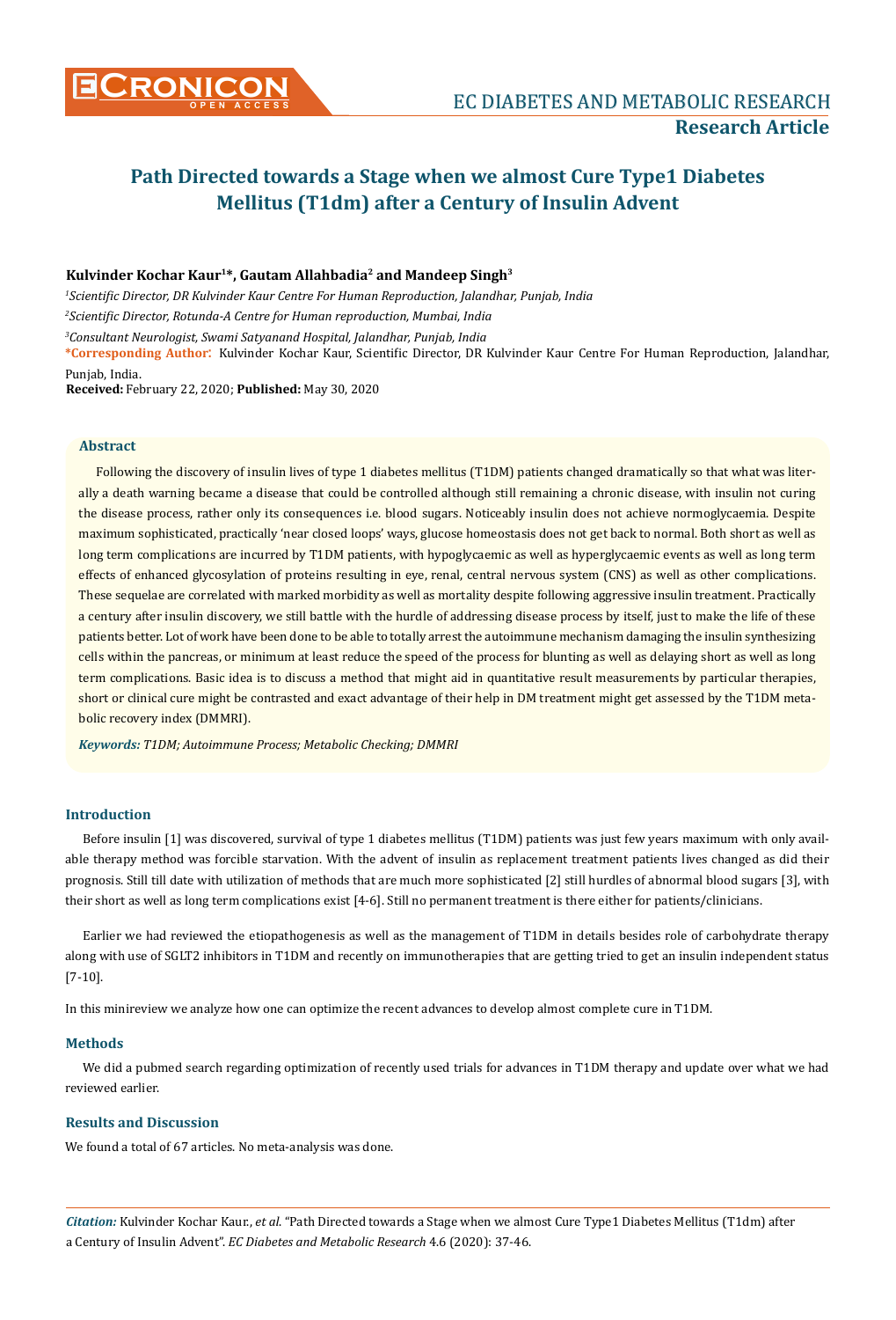# Path Directed towards a Stage when we almost Cure Type1 Diabetes Mellitus (T1dm) after a Century of Insulin Advent

**Kulvinder Kochar Kaur[1]*, Gautam Allahbadia[2] and Mandeep Singh[3]**

[1]*Scientific Director, DR Kulvinder Kaur Centre For Human Reproduction, Jalandhar, Punjab, India*

[2]*Scientific Director, Rotunda-A Centre for Human reproduction, Mumbai, India*

[3]*Consultant Neurologist, Swami Satyanand Hospital, Jalandhar, Punjab, India*

***Corresponding Author:** Kulvinder Kochar Kaur, Scientific Director, DR Kulvinder Kaur Centre For Human Reproduction, Jalandhar, Punjab, India.

**Received:** February 22, 2020; **Published:** May 30, 2020

## Abstract

Following the discovery of insulin lives of type 1 diabetes mellitus (T1DM) patients changed dramatically so that what was literally a death warning became a disease that could be controlled although still remaining a chronic disease, with insulin not curing the disease process, rather only its consequences i.e. blood sugars. Noticeably insulin does not achieve normoglycaemia. Despite maximum sophisticated, practically 'near closed loops' ways, glucose homeostasis does not get back to normal. Both short as well as long term complications are incurred by T1DM patients, with hypoglycaemic as well as hyperglycaemic events as well as long term effects of enhanced glycosylation of proteins resulting in eye, renal, central nervous system (CNS) as well as other complications. These sequelae are correlated with marked morbidity as well as mortality despite following aggressive insulin treatment. Practically a century after insulin discovery, we still battle with the hurdle of addressing disease process by itself, just to make the life of these patients better. Lot of work have been done to be able to totally arrest the autoimmune mechanism damaging the insulin synthesizing cells within the pancreas, or minimum at least reduce the speed of the process for blunting as well as delaying short as well as long term complications. Basic idea is to discuss a method that might aid in quantitative result measurements by particular therapies, short or clinical cure might be contrasted and exact advantage of their help in DM treatment might get assessed by the T1DM metabolic recovery index (DMMRI).

***Keywords:** T1DM; Autoimmune Process; Metabolic Checking; DMMRI*

## Introduction

Before insulin [1] was discovered, survival of type 1 diabetes mellitus (T1DM) patients was just few years maximum with only available therapy method was forcible starvation. With the advent of insulin as replacement treatment patients lives changed as did their prognosis. Still till date with utilization of methods that are much more sophisticated [2] still hurdles of abnormal blood sugars [3], with their short as well as long term complications exist [4-6]. Still no permanent treatment is there either for patients/clinicians.

Earlier we had reviewed the etiopathogenesis as well as the management of T1DM in details besides role of carbohydrate therapy along with use of SGLT2 inhibitors in T1DM and recently on immunotherapies that are getting tried to get an insulin independent status [7-10].

In this minireview we analyze how one can optimize the recent advances to develop almost complete cure in T1DM.

## Methods

We did a pubmed search regarding optimization of recently used trials for advances in T1DM therapy and update over what we had reviewed earlier.

## Results and Discussion

We found a total of 67 articles. No meta-analysis was done.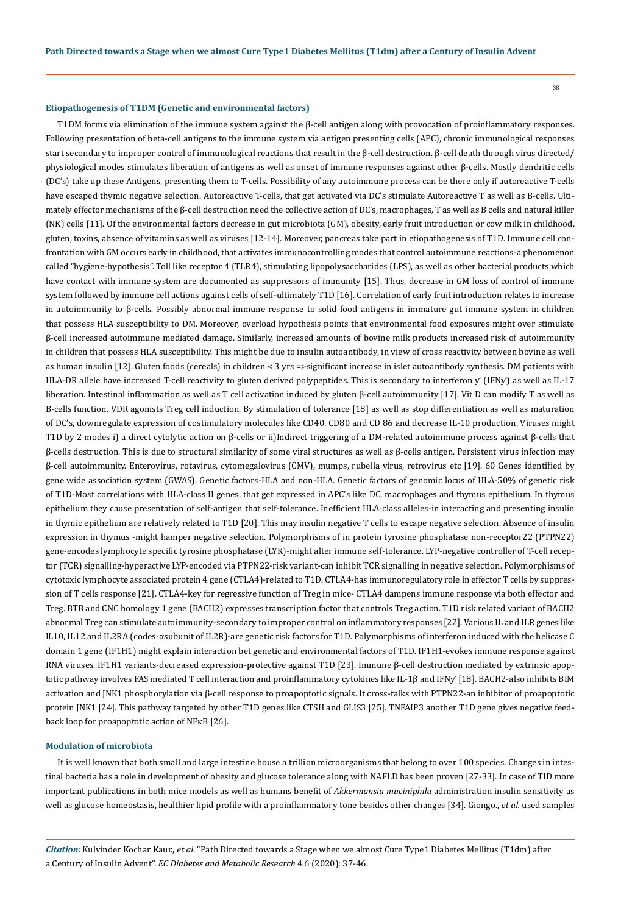### Etiopathogenesis of T1DM (Genetic and environmental factors)

T1DM forms via elimination of the immune system against the β-cell antigen along with provocation of proinflammatory responses. Following presentation of beta-cell antigens to the immune system via antigen presenting cells (APC), chronic immunological responses start secondary to improper control of immunological reactions that result in the β-cell destruction. β-cell death through virus directed/ physiological modes stimulates liberation of antigens as well as onset of immune responses against other β-cells. Mostly dendritic cells (DC's) take up these Antigens, presenting them to T-cells. Possibility of any autoimmune process can be there only if autoreactive T-cells have escaped thymic negative selection. Autoreactive T-cells, that get activated via DC's stimulate Autoreactive T as well as B-cells. Ultimately effector mechanisms of the β-cell destruction need the collective action of DC's, macrophages, T as well as B cells and natural killer (NK) cells [11]. Of the environmental factors decrease in gut microbiota (GM), obesity, early fruit introduction or cow milk in childhood, gluten, toxins, absence of vitamins as well as viruses [12-14]. Moreover, pancreas take part in etiopathogenesis of T1D. Immune cell confrontation with GM occurs early in childhood, that activates immunocontrolling modes that control autoimmune reactions-a phenomenon called "hygiene-hypothesis". Toll like receptor 4 (TLR4), stimulating lipopolysaccharides (LPS), as well as other bacterial products which have contact with immune system are documented as suppressors of immunity [15]. Thus, decrease in GM loss of control of immune system followed by immune cell actions against cells of self-ultimately T1D [16]. Correlation of early fruit introduction relates to increase in autoimmunity to β-cells. Possibly abnormal immune response to solid food antigens in immature gut immune system in children that possess HLA susceptibility to DM. Moreover, overload hypothesis points that environmental food exposures might over stimulate β-cell increased autoimmune mediated damage. Similarly, increased amounts of bovine milk products increased risk of autoimmunity in children that possess HLA susceptibility. This might be due to insulin autoantibody, in view of cross reactivity between bovine as well as human insulin [12]. Gluten foods (cereals) in children < 3 yrs =>significant increase in islet autoantibody synthesis. DM patients with HLA-DR allele have increased T-cell reactivity to gluten derived polypeptides. This is secondary to interferon y' (IFNy') as well as IL-17 liberation. Intestinal inflammation as well as T cell activation induced by gluten β-cell autoimmunity [17]. Vit D can modify T as well as B-cells function. VDR agonists Treg cell induction. By stimulation of tolerance [18] as well as stop differentiation as well as maturation of DC's, downregulate expression of costimulatory molecules like CD40, CD80 and CD 86 and decrease IL-10 production, Viruses might T1D by 2 modes i) a direct cytolytic action on β-cells or ii)Indirect triggering of a DM-related autoimmune process against β-cells that β-cells destruction. This is due to structural similarity of some viral structures as well as β-cells antigen. Persistent virus infection may β-cell autoimmunity. Enterovirus, rotavirus, cytomegalovirus (CMV), mumps, rubella virus, retrovirus etc [19]. 60 Genes identified by gene wide association system (GWAS). Genetic factors-HLA and non-HLA. Genetic factors of genomic locus of HLA-50% of genetic risk of T1D-Most correlations with HLA-class II genes, that get expressed in APC's like DC, macrophages and thymus epithelium. In thymus epithelium they cause presentation of self-antigen that self-tolerance. Inefficient HLA-class alleles-in interacting and presenting insulin in thymic epithelium are relatively related to T1D [20]. This may insulin negative T cells to escape negative selection. Absence of insulin expression in thymus -might hamper negative selection. Polymorphisms of in protein tyrosine phosphatase non-receptor22 (PTPN22) gene-encodes lymphocyte specific tyrosine phosphatase (LYK)-might alter immune self-tolerance. LYP-negative controller of T-cell receptor (TCR) signalling-hyperactive LYP-encoded via PTPN22-risk variant-can inhibit TCR signalling in negative selection. Polymorphisms of cytotoxic lymphocyte associated protein 4 gene (CTLA4)-related to T1D. CTLA4-has immunoregulatory role in effector T cells by suppression of T cells response [21]. CTLA4-key for regressive function of Treg in mice- CTLA4 dampens immune response via both effector and Treg. BTB and CNC homology 1 gene (BACH2) expresses transcription factor that controls Treg action. T1D risk related variant of BACH2 abnormal Treg can stimulate autoimmunity-secondary to improper control on inflammatory responses [22]. Various IL and ILR genes like IL10, IL12 and IL2RA (codes-αsubunit of IL2R)-are genetic risk factors for T1D. Polymorphisms of interferon induced with the helicase C domain 1 gene (IF1H1) might explain interaction bet genetic and environmental factors of T1D. IF1H1-evokes immune response against RNA viruses. IF1H1 variants-decreased expression-protective against T1D [23]. Immune β-cell destruction mediated by extrinsic apoptotic pathway involves FAS mediated T cell interaction and proinflammatory cytokines like IL-1β and IFNy' [18]. BACH2-also inhibits BIM activation and JNK1 phosphorylation via β-cell response to proapoptotic signals. It cross-talks with PTPN22-an inhibitor of proapoptotic protein JNK1 [24]. This pathway targeted by other T1D genes like CTSH and GLIS3 [25]. TNFAIP3 another T1D gene gives negative feedback loop for proapoptotic action of NFκB [26].

### Modulation of microbiota

It is well known that both small and large intestine house a trillion microorganisms that belong to over 100 species. Changes in intestinal bacteria has a role in development of obesity and glucose tolerance along with NAFLD has been proven [27-33]. In case of TID more important publications in both mice models as well as humans benefit of *Akkermansia muciniphila* administration insulin sensitivity as well as glucose homeostasis, healthier lipid profile with a proinflammatory tone besides other changes [34]. Giongo., *et al.* used samples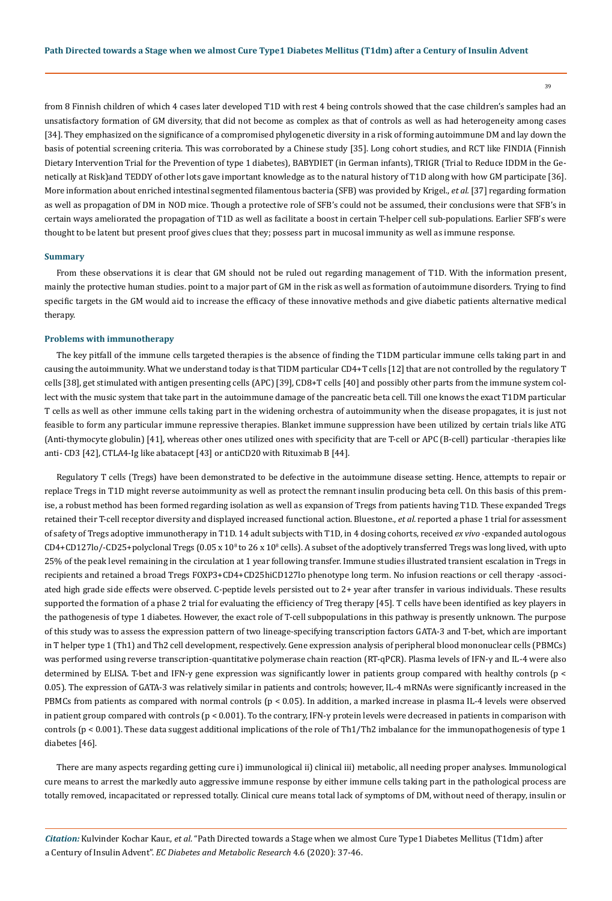from 8 Finnish children of which 4 cases later developed T1D with rest 4 being controls showed that the case children's samples had an unsatisfactory formation of GM diversity, that did not become as complex as that of controls as well as had heterogeneity among cases [34]. They emphasized on the significance of a compromised phylogenetic diversity in a risk of forming autoimmune DM and lay down the basis of potential screening criteria. This was corroborated by a Chinese study [35]. Long cohort studies, and RCT like FINDIA (Finnish Dietary Intervention Trial for the Prevention of type 1 diabetes), BABYDIET (in German infants), TRIGR (Trial to Reduce IDDM in the Genetically at Risk)and TEDDY of other lots gave important knowledge as to the natural history of T1D along with how GM participate [36]. More information about enriched intestinal segmented filamentous bacteria (SFB) was provided by Krigel., *et al.* [37] regarding formation as well as propagation of DM in NOD mice. Though a protective role of SFB's could not be assumed, their conclusions were that SFB's in certain ways ameliorated the propagation of T1D as well as facilitate a boost in certain T-helper cell sub-populations. Earlier SFB's were thought to be latent but present proof gives clues that they; possess part in mucosal immunity as well as immune response.

### Summary

From these observations it is clear that GM should not be ruled out regarding management of T1D. With the information present, mainly the protective human studies. point to a major part of GM in the risk as well as formation of autoimmune disorders. Trying to find specific targets in the GM would aid to increase the efficacy of these innovative methods and give diabetic patients alternative medical therapy.

### Problems with immunotherapy

The key pitfall of the immune cells targeted therapies is the absence of finding the T1DM particular immune cells taking part in and causing the autoimmunity. What we understand today is that TIDM particular CD4+T cells [12] that are not controlled by the regulatory T cells [38], get stimulated with antigen presenting cells (APC) [39], CD8+T cells [40] and possibly other parts from the immune system collect with the music system that take part in the autoimmune damage of the pancreatic beta cell. Till one knows the exact T1DM particular T cells as well as other immune cells taking part in the widening orchestra of autoimmunity when the disease propagates, it is just not feasible to form any particular immune repressive therapies. Blanket immune suppression have been utilized by certain trials like ATG (Anti-thymocyte globulin) [41], whereas other ones utilized ones with specificity that are T-cell or APC (B-cell) particular -therapies like anti- CD3 [42], CTLA4-Ig like abatacept [43] or antiCD20 with Rituximab B [44].

Regulatory T cells (Tregs) have been demonstrated to be defective in the autoimmune disease setting. Hence, attempts to repair or replace Tregs in T1D might reverse autoimmunity as well as protect the remnant insulin producing beta cell. On this basis of this premise, a robust method has been formed regarding isolation as well as expansion of Tregs from patients having T1D. These expanded Tregs retained their T-cell receptor diversity and displayed increased functional action. Bluestone., *et al.* reported a phase 1 trial for assessment of safety of Tregs adoptive immunotherapy in T1D. 14 adult subjects with T1D, in 4 dosing cohorts, received *ex vivo* -expanded autologous CD4+CD127lo/-CD25+polyclonal Tregs ($0.05 \times 10^8$ to $26 \times 10^8$ cells). A subset of the adoptively transferred Tregs was long lived, with upto 25% of the peak level remaining in the circulation at 1 year following transfer. Immune studies illustrated transient escalation in Tregs in recipients and retained a broad Tregs FOXP3+CD4+CD25hiCD127lo phenotype long term. No infusion reactions or cell therapy -associated high grade side effects were observed. C-peptide levels persisted out to 2+ year after transfer in various individuals. These results supported the formation of a phase 2 trial for evaluating the efficiency of Treg therapy [45]. T cells have been identified as key players in the pathogenesis of type 1 diabetes. However, the exact role of T-cell subpopulations in this pathway is presently unknown. The purpose of this study was to assess the expression pattern of two lineage-specifying transcription factors GATA-3 and T-bet, which are important in T helper type 1 (Th1) and Th2 cell development, respectively. Gene expression analysis of peripheral blood mononuclear cells (PBMCs) was performed using reverse transcription-quantitative polymerase chain reaction (RT-qPCR). Plasma levels of IFN-γ and IL-4 were also determined by ELISA. T-bet and IFN-γ gene expression was significantly lower in patients group compared with healthy controls ($p < 0.05$). The expression of GATA-3 was relatively similar in patients and controls; however, IL-4 mRNAs were significantly increased in the PBMCs from patients as compared with normal controls ($p < 0.05$). In addition, a marked increase in plasma IL-4 levels were observed in patient group compared with controls ($p < 0.001$). To the contrary, IFN-γ protein levels were decreased in patients in comparison with controls ($p < 0.001$). These data suggest additional implications of the role of Th1/Th2 imbalance for the immunopathogenesis of type 1 diabetes [46].

There are many aspects regarding getting cure i) immunological ii) clinical iii) metabolic, all needing proper analyses. Immunological cure means to arrest the markedly auto aggressive immune response by either immune cells taking part in the pathological process are totally removed, incapacitated or repressed totally. Clinical cure means total lack of symptoms of DM, without need of therapy, insulin or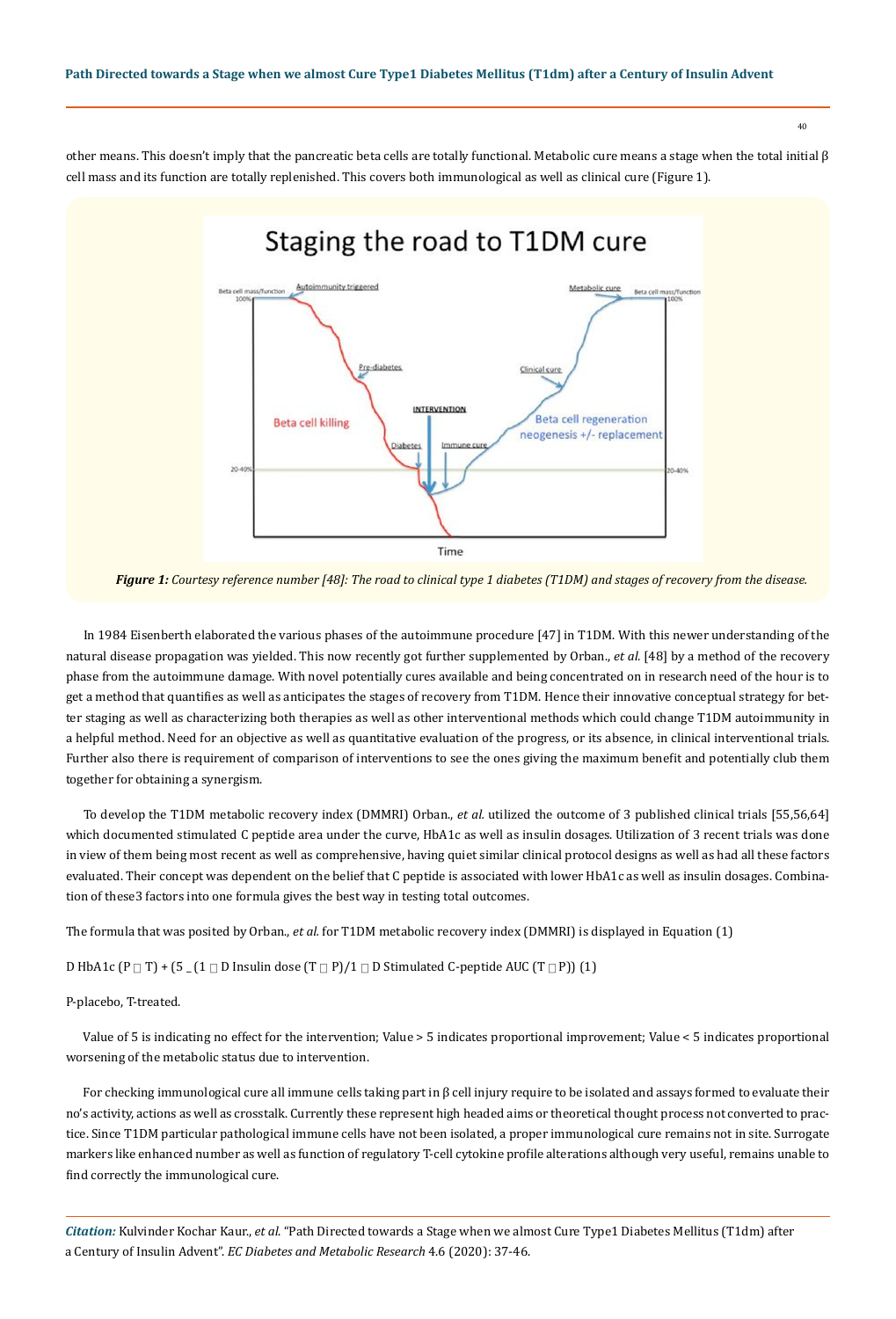other means. This doesn't imply that the pancreatic beta cells are totally functional. Metabolic cure means a stage when the total initial β cell mass and its function are totally replenished. This covers both immunological as well as clinical cure (Figure 1).

***Figure 1:** Courtesy reference number [48]: The road to clinical type 1 diabetes (T1DM) and stages of recovery from the disease.*

In 1984 Eisenberth elaborated the various phases of the autoimmune procedure [47] in T1DM. With this newer understanding of the natural disease propagation was yielded. This now recently got further supplemented by Orban., *et al.* [48] by a method of the recovery phase from the autoimmune damage. With novel potentially cures available and being concentrated on in research need of the hour is to get a method that quantifies as well as anticipates the stages of recovery from T1DM. Hence their innovative conceptual strategy for better staging as well as characterizing both therapies as well as other interventional methods which could change T1DM autoimmunity in a helpful method. Need for an objective as well as quantitative evaluation of the progress, or its absence, in clinical interventional trials. Further also there is requirement of comparison of interventions to see the ones giving the maximum benefit and potentially club them together for obtaining a synergism.

To develop the T1DM metabolic recovery index (DMMRI) Orban., *et al.* utilized the outcome of 3 published clinical trials [55,56,64] which documented stimulated C peptide area under the curve, HbA1c as well as insulin dosages. Utilization of 3 recent trials was done in view of them being most recent as well as comprehensive, having quiet similar clinical protocol designs as well as had all these factors evaluated. Their concept was dependent on the belief that C peptide is associated with lower HbA1c as well as insulin dosages. Combination of these3 factors into one formula gives the best way in testing total outcomes.

The formula that was posited by Orban., *et al.* for T1DM metabolic recovery index (DMMRI) is displayed in Equation (1)

D HbA1c (P □ T) + (5 _ (1 □ D Insulin dose (T □ P)/1 □ D Stimulated C-peptide AUC (T □P)) (1)

P-placebo, T-treated.

Value of 5 is indicating no effect for the intervention; Value > 5 indicates proportional improvement; Value < 5 indicates proportional worsening of the metabolic status due to intervention.

For checking immunological cure all immune cells taking part in β cell injury require to be isolated and assays formed to evaluate their no's activity, actions as well as crosstalk. Currently these represent high headed aims or theoretical thought process not converted to practice. Since T1DM particular pathological immune cells have not been isolated, a proper immunological cure remains not in site. Surrogate markers like enhanced number as well as function of regulatory T-cell cytokine profile alterations although very useful, remains unable to find correctly the immunological cure.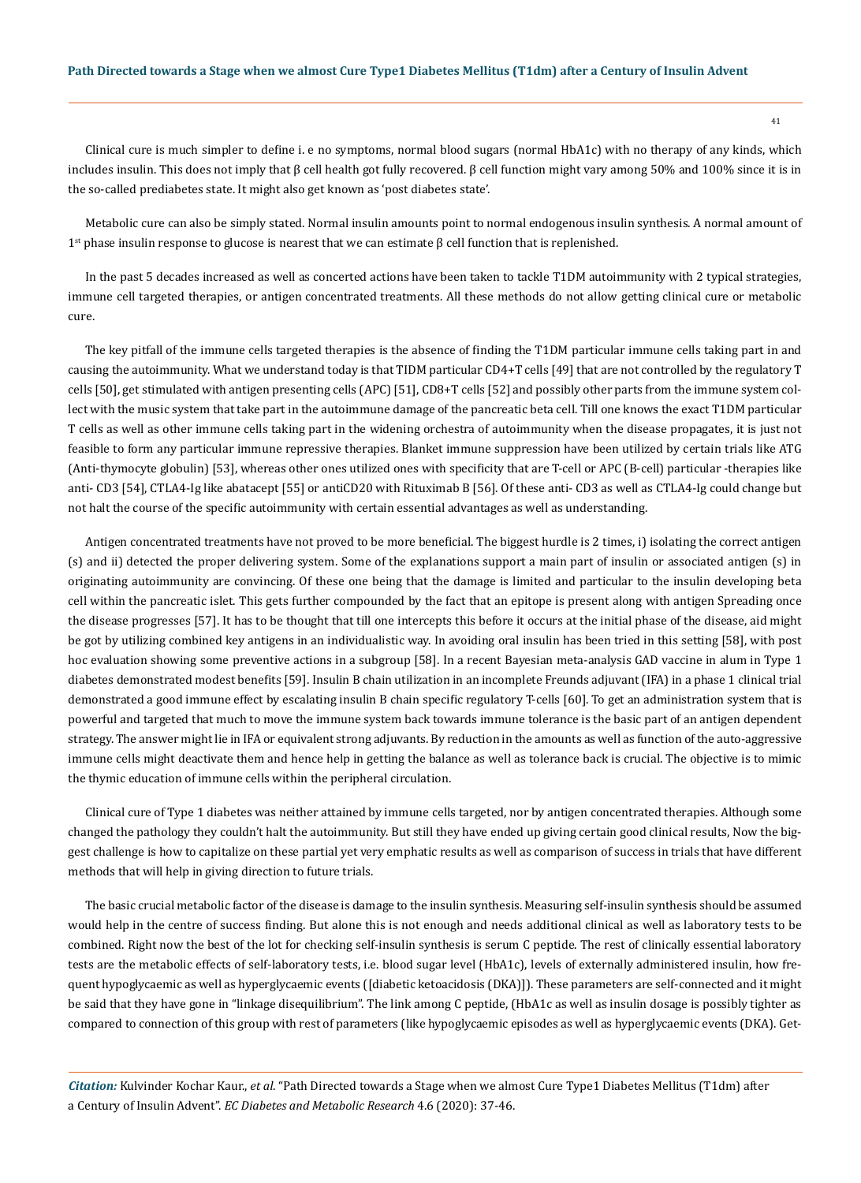Clinical cure is much simpler to define i. e no symptoms, normal blood sugars (normal HbA1c) with no therapy of any kinds, which includes insulin. This does not imply that β cell health got fully recovered. β cell function might vary among 50% and 100% since it is in the so-called prediabetes state. It might also get known as 'post diabetes state'.

Metabolic cure can also be simply stated. Normal insulin amounts point to normal endogenous insulin synthesis. A normal amount of 1st phase insulin response to glucose is nearest that we can estimate β cell function that is replenished.

In the past 5 decades increased as well as concerted actions have been taken to tackle T1DM autoimmunity with 2 typical strategies, immune cell targeted therapies, or antigen concentrated treatments. All these methods do not allow getting clinical cure or metabolic cure.

The key pitfall of the immune cells targeted therapies is the absence of finding the T1DM particular immune cells taking part in and causing the autoimmunity. What we understand today is that TIDM particular CD4+T cells [49] that are not controlled by the regulatory T cells [50], get stimulated with antigen presenting cells (APC) [51], CD8+T cells [52] and possibly other parts from the immune system collect with the music system that take part in the autoimmune damage of the pancreatic beta cell. Till one knows the exact T1DM particular T cells as well as other immune cells taking part in the widening orchestra of autoimmunity when the disease propagates, it is just not feasible to form any particular immune repressive therapies. Blanket immune suppression have been utilized by certain trials like ATG (Anti-thymocyte globulin) [53], whereas other ones utilized ones with specificity that are T-cell or APC (B-cell) particular -therapies like anti- CD3 [54], CTLA4-Ig like abatacept [55] or antiCD20 with Rituximab B [56]. Of these anti- CD3 as well as CTLA4-Ig could change but not halt the course of the specific autoimmunity with certain essential advantages as well as understanding.

Antigen concentrated treatments have not proved to be more beneficial. The biggest hurdle is 2 times, i) isolating the correct antigen (s) and ii) detected the proper delivering system. Some of the explanations support a main part of insulin or associated antigen (s) in originating autoimmunity are convincing. Of these one being that the damage is limited and particular to the insulin developing beta cell within the pancreatic islet. This gets further compounded by the fact that an epitope is present along with antigen Spreading once the disease progresses [57]. It has to be thought that till one intercepts this before it occurs at the initial phase of the disease, aid might be got by utilizing combined key antigens in an individualistic way. In avoiding oral insulin has been tried in this setting [58], with post hoc evaluation showing some preventive actions in a subgroup [58]. In a recent Bayesian meta-analysis GAD vaccine in alum in Type 1 diabetes demonstrated modest benefits [59]. Insulin B chain utilization in an incomplete Freunds adjuvant (IFA) in a phase 1 clinical trial demonstrated a good immune effect by escalating insulin B chain specific regulatory T-cells [60]. To get an administration system that is powerful and targeted that much to move the immune system back towards immune tolerance is the basic part of an antigen dependent strategy. The answer might lie in IFA or equivalent strong adjuvants. By reduction in the amounts as well as function of the auto-aggressive immune cells might deactivate them and hence help in getting the balance as well as tolerance back is crucial. The objective is to mimic the thymic education of immune cells within the peripheral circulation.

Clinical cure of Type 1 diabetes was neither attained by immune cells targeted, nor by antigen concentrated therapies. Although some changed the pathology they couldn't halt the autoimmunity. But still they have ended up giving certain good clinical results, Now the biggest challenge is how to capitalize on these partial yet very emphatic results as well as comparison of success in trials that have different methods that will help in giving direction to future trials.

The basic crucial metabolic factor of the disease is damage to the insulin synthesis. Measuring self-insulin synthesis should be assumed would help in the centre of success finding. But alone this is not enough and needs additional clinical as well as laboratory tests to be combined. Right now the best of the lot for checking self-insulin synthesis is serum C peptide. The rest of clinically essential laboratory tests are the metabolic effects of self-laboratory tests, i.e. blood sugar level (HbA1c), levels of externally administered insulin, how frequent hypoglycaemic as well as hyperglycaemic events ([diabetic ketoacidosis (DKA)]). These parameters are self-connected and it might be said that they have gone in "linkage disequilibrium". The link among C peptide, (HbA1c as well as insulin dosage is possibly tighter as compared to connection of this group with rest of parameters (like hypoglycaemic episodes as well as hyperglycaemic events (DKA). Get-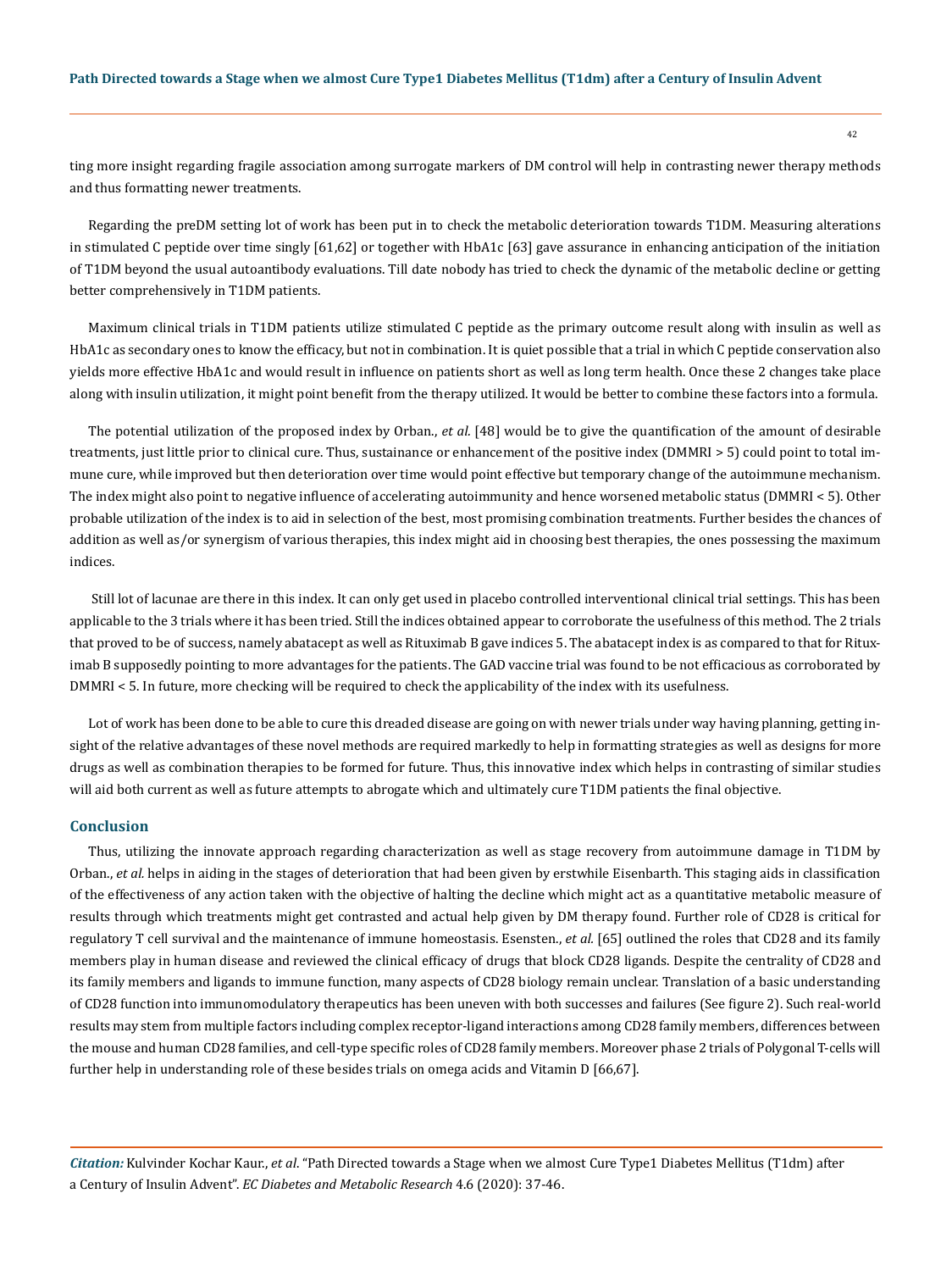ting more insight regarding fragile association among surrogate markers of DM control will help in contrasting newer therapy methods and thus formatting newer treatments.

Regarding the preDM setting lot of work has been put in to check the metabolic deterioration towards T1DM. Measuring alterations in stimulated C peptide over time singly [61,62] or together with HbA1c [63] gave assurance in enhancing anticipation of the initiation of T1DM beyond the usual autoantibody evaluations. Till date nobody has tried to check the dynamic of the metabolic decline or getting better comprehensively in T1DM patients.

Maximum clinical trials in T1DM patients utilize stimulated C peptide as the primary outcome result along with insulin as well as HbA1c as secondary ones to know the efficacy, but not in combination. It is quiet possible that a trial in which C peptide conservation also yields more effective HbA1c and would result in influence on patients short as well as long term health. Once these 2 changes take place along with insulin utilization, it might point benefit from the therapy utilized. It would be better to combine these factors into a formula.

The potential utilization of the proposed index by Orban., *et al.* [48] would be to give the quantification of the amount of desirable treatments, just little prior to clinical cure. Thus, sustainance or enhancement of the positive index (DMMRI > 5) could point to total immune cure, while improved but then deterioration over time would point effective but temporary change of the autoimmune mechanism. The index might also point to negative influence of accelerating autoimmunity and hence worsened metabolic status (DMMRI < 5). Other probable utilization of the index is to aid in selection of the best, most promising combination treatments. Further besides the chances of addition as well as/or synergism of various therapies, this index might aid in choosing best therapies, the ones possessing the maximum indices.

Still lot of lacunae are there in this index. It can only get used in placebo controlled interventional clinical trial settings. This has been applicable to the 3 trials where it has been tried. Still the indices obtained appear to corroborate the usefulness of this method. The 2 trials that proved to be of success, namely abatacept as well as Rituximab B gave indices 5. The abatacept index is as compared to that for Rituximab B supposedly pointing to more advantages for the patients. The GAD vaccine trial was found to be not efficacious as corroborated by DMMRI < 5. In future, more checking will be required to check the applicability of the index with its usefulness.

Lot of work has been done to be able to cure this dreaded disease are going on with newer trials under way having planning, getting insight of the relative advantages of these novel methods are required markedly to help in formatting strategies as well as designs for more drugs as well as combination therapies to be formed for future. Thus, this innovative index which helps in contrasting of similar studies will aid both current as well as future attempts to abrogate which and ultimately cure T1DM patients the final objective.

## Conclusion

Thus, utilizing the innovate approach regarding characterization as well as stage recovery from autoimmune damage in T1DM by Orban., *et al.* helps in aiding in the stages of deterioration that had been given by erstwhile Eisenbarth. This staging aids in classification of the effectiveness of any action taken with the objective of halting the decline which might act as a quantitative metabolic measure of results through which treatments might get contrasted and actual help given by DM therapy found. Further role of CD28 is critical for regulatory T cell survival and the maintenance of immune homeostasis. Esensten., *et al.* [65] outlined the roles that CD28 and its family members play in human disease and reviewed the clinical efficacy of drugs that block CD28 ligands. Despite the centrality of CD28 and its family members and ligands to immune function, many aspects of CD28 biology remain unclear. Translation of a basic understanding of CD28 function into immunomodulatory therapeutics has been uneven with both successes and failures (See figure 2). Such real-world results may stem from multiple factors including complex receptor-ligand interactions among CD28 family members, differences between the mouse and human CD28 families, and cell-type specific roles of CD28 family members. Moreover phase 2 trials of Polygonal T-cells will further help in understanding role of these besides trials on omega acids and Vitamin D [66,67].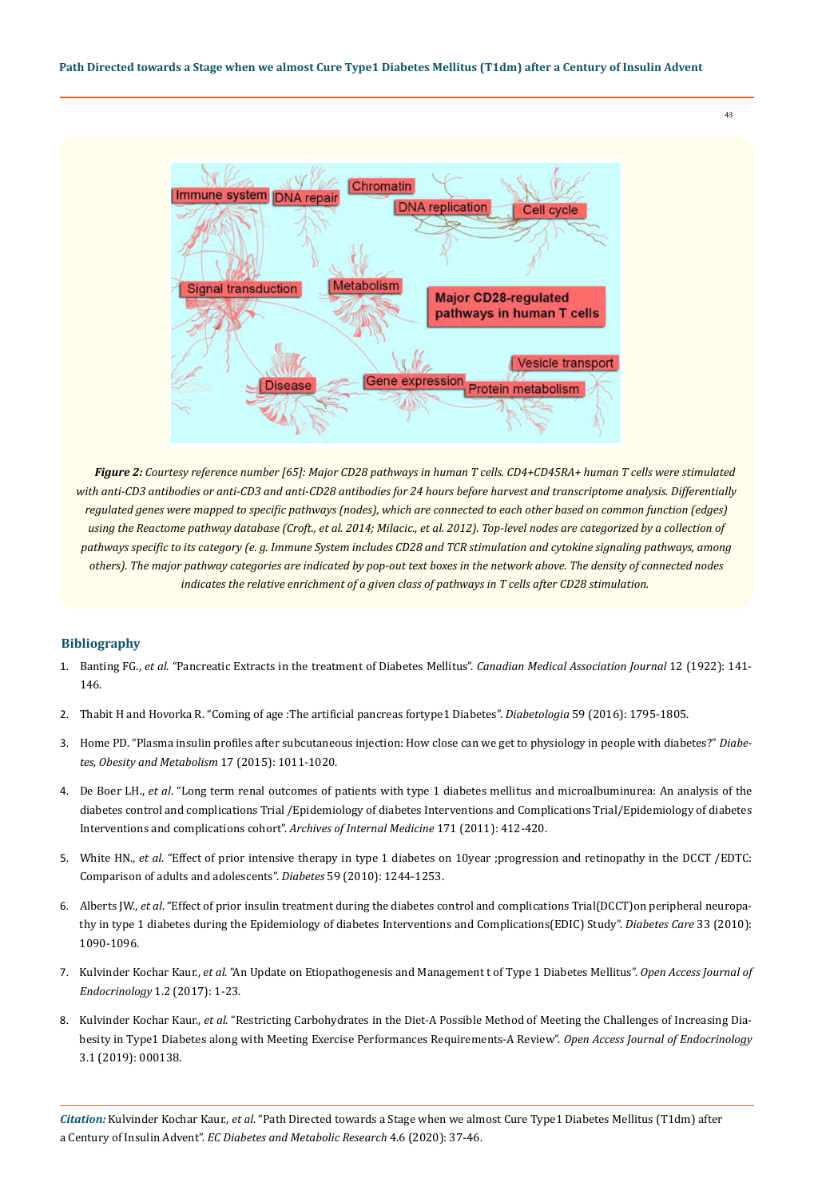*Figure 2: Courtesy reference number [65]: Major CD28 pathways in human T cells. CD4+CD45RA+ human T cells were stimulated with anti-CD3 antibodies or anti-CD3 and anti-CD28 antibodies for 24 hours before harvest and transcriptome analysis. Differentially regulated genes were mapped to specific pathways (nodes), which are connected to each other based on common function (edges) using the Reactome pathway database (Croft., et al. 2014; Milacic., et al. 2012). Top-level nodes are categorized by a collection of pathways specific to its category (e. g. Immune System includes CD28 and TCR stimulation and cytokine signaling pathways, among others). The major pathway categories are indicated by pop-out text boxes in the network above. The density of connected nodes indicates the relative enrichment of a given class of pathways in T cells after CD28 stimulation.*

## Bibliography

1. Banting FG., *et al.* "Pancreatic Extracts in the treatment of Diabetes Mellitus". *Canadian Medical Association Journal* 12 (1922): 141-146.
2. Thabit H and Hovorka R. "Coming of age :The artificial pancreas fortype1 Diabetes". *Diabetologia* 59 (2016): 1795-1805.
3. Home PD. "Plasma insulin profiles after subcutaneous injection: How close can we get to physiology in people with diabetes?" *Diabetes, Obesity and Metabolism* 17 (2015): 1011-1020.
4. De Boer LH., *et al.* "Long term renal outcomes of patients with type 1 diabetes mellitus and microalbuminurea: An analysis of the diabetes control and complications Trial /Epidemiology of diabetes Interventions and Complications Trial/Epidemiology of diabetes Interventions and complications cohort". *Archives of Internal Medicine* 171 (2011): 412-420.
5. White HN., *et al.* "Effect of prior intensive therapy in type 1 diabetes on 10year ;progression and retinopathy in the DCCT /EDTC: Comparison of adults and adolescents". *Diabetes* 59 (2010): 1244-1253.
6. Alberts JW., *et al.* "Effect of prior insulin treatment during the diabetes control and complications Trial(DCCT)on peripheral neuropathy in type 1 diabetes during the Epidemiology of diabetes Interventions and Complications(EDIC) Study". *Diabetes Care* 33 (2010): 1090-1096.
7. Kulvinder Kochar Kaur., *et al.* "An Update on Etiopathogenesis and Management t of Type 1 Diabetes Mellitus". *Open Access Journal of Endocrinology* 1.2 (2017): 1-23.
8. Kulvinder Kochar Kaur., *et al.* "Restricting Carbohydrates in the Diet-A Possible Method of Meeting the Challenges of Increasing Diabesity in Type1 Diabetes along with Meeting Exercise Performances Requirements-A Review". *Open Access Journal of Endocrinology* 3.1 (2019): 000138.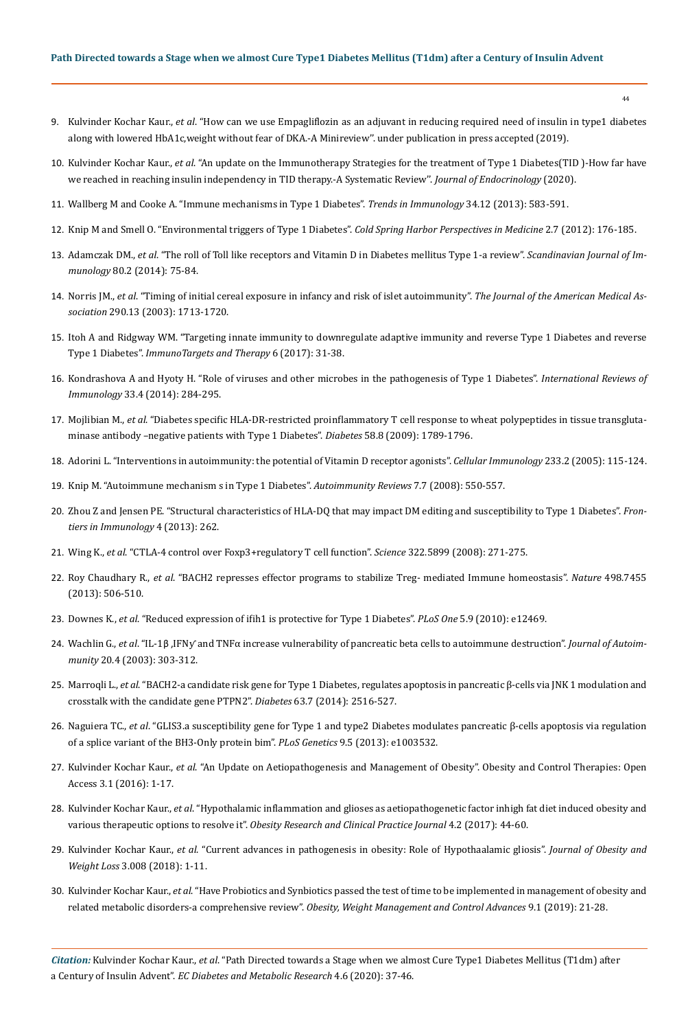9. Kulvinder Kochar Kaur., *et al*. "How can we use Empagliflozin as an adjuvant in reducing required need of insulin in type1 diabetes along with lowered HbA1c,weight without fear of DKA.-A Minireview". under publication in press accepted (2019).

10. Kulvinder Kochar Kaur., *et al*. "An update on the Immunotherapy Strategies for the treatment of Type 1 Diabetes(TID )-How far have we reached in reaching insulin independency in TID therapy.-A Systematic Review". *Journal of Endocrinology* (2020).

11. Wallberg M and Cooke A. "Immune mechanisms in Type 1 Diabetes". *Trends in Immunology* 34.12 (2013): 583-591.

12. Knip M and Smell O. "Environmental triggers of Type 1 Diabetes". *Cold Spring Harbor Perspectives in Medicine* 2.7 (2012): 176-185.

13. Adamczak DM., *et al*. "The roll of Toll like receptors and Vitamin D in Diabetes mellitus Type 1-a review". *Scandinavian Journal of Immunology* 80.2 (2014): 75-84.

14. Norris JM., *et al*. "Timing of initial cereal exposure in infancy and risk of islet autoimmunity". *The Journal of the American Medical Association* 290.13 (2003): 1713-1720.

15. Itoh A and Ridgway WM. "Targeting innate immunity to downregulate adaptive immunity and reverse Type 1 Diabetes and reverse Type 1 Diabetes". *ImmunoTargets and Therapy* 6 (2017): 31-38.

16. Kondrashova A and Hyoty H. "Role of viruses and other microbes in the pathogenesis of Type 1 Diabetes". *International Reviews of Immunology* 33.4 (2014): 284-295.

17. Mojlibian M., *et al*. "Diabetes specific HLA-DR-restricted proinflammatory T cell response to wheat polypeptides in tissue transglutaminase antibody –negative patients with Type 1 Diabetes". *Diabetes* 58.8 (2009): 1789-1796.

18. Adorini L. "Interventions in autoimmunity: the potential of Vitamin D receptor agonists". *Cellular Immunology* 233.2 (2005): 115-124.

19. Knip M. "Autoimmune mechanism s in Type 1 Diabetes". *Autoimmunity Reviews* 7.7 (2008): 550-557.

20. Zhou Z and Jensen PE. "Structural characteristics of HLA-DQ that may impact DM editing and susceptibility to Type 1 Diabetes". *Frontiers in Immunology* 4 (2013): 262.

21. Wing K., *et al*. "CTLA-4 control over Foxp3+regulatory T cell function". *Science* 322.5899 (2008): 271-275.

22. Roy Chaudhary R., *et al*. "BACH2 represses effector programs to stabilize Treg- mediated Immune homeostasis". *Nature* 498.7455 (2013): 506-510.

23. Downes K., *et al*. "Reduced expression of ifih1 is protective for Type 1 Diabetes". *PLoS One* 5.9 (2010): e12469.

24. Wachlin G., *et al*. "IL-1β ,IFNγ and TNFα increase vulnerability of pancreatic beta cells to autoimmune destruction". *Journal of Autoimmunity* 20.4 (2003): 303-312.

25. Marroqli L., *et al*. "BACH2-a candidate risk gene for Type 1 Diabetes, regulates apoptosis in pancreatic β-cells via JNK 1 modulation and crosstalk with the candidate gene PTPN2". *Diabetes* 63.7 (2014): 2516-527.

26. Naguiera TC., *et al*. "GLIS3.a susceptibility gene for Type 1 and type2 Diabetes modulates pancreatic β-cells apoptosis via regulation of a splice variant of the BH3-Only protein bim". *PLoS Genetics* 9.5 (2013): e1003532.

27. Kulvinder Kochar Kaur., *et al*. "An Update on Aetiopathogenesis and Management of Obesity". Obesity and Control Therapies: Open Access 3.1 (2016): 1-17.

28. Kulvinder Kochar Kaur., *et al*. "Hypothalamic inflammation and glioses as aetiopathogenetic factor inhigh fat diet induced obesity and various therapeutic options to resolve it". *Obesity Research and Clinical Practice Journal* 4.2 (2017): 44-60.

29. Kulvinder Kochar Kaur., *et al*. "Current advances in pathogenesis in obesity: Role of Hypothaalamic gliosis". *Journal of Obesity and Weight Loss* 3.008 (2018): 1-11.

30. Kulvinder Kochar Kaur., *et al*. "Have Probiotics and Synbiotics passed the test of time to be implemented in management of obesity and related metabolic disorders-a comprehensive review". *Obesity, Weight Management and Control Advances* 9.1 (2019): 21-28.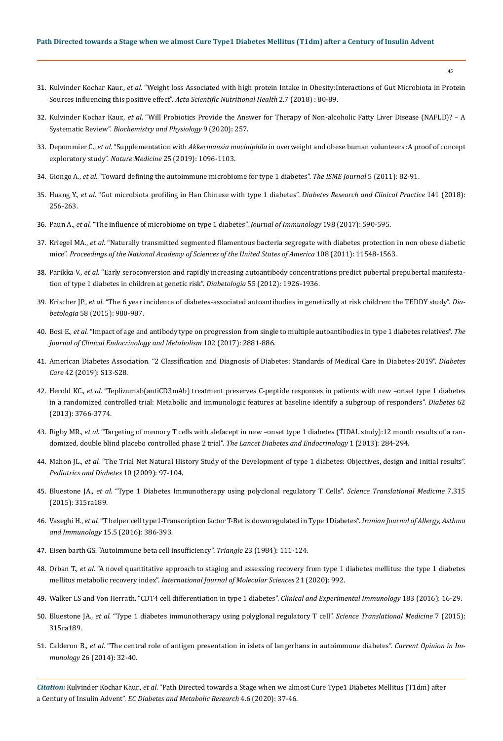31. Kulvinder Kochar Kaur., *et al*. "Weight loss Associated with high protein Intake in Obesity:Interactions of Gut Microbiota in Protein Sources influencing this positive effect". *Acta Scientific Nutritional Health* 2.7 (2018) : 80-89.
32. Kulvinder Kochar Kaur., *et al*. "Will Probiotics Provide the Answer for Therapy of Non-alcoholic Fatty Liver Disease (NAFLD)? – A Systematic Review". *Biochemistry and Physiology* 9 (2020): 257.
33. Depommier C., *et al*. "Supplementation with *Akkermansia muciniphila* in overweight and obese human volunteers :A proof of concept exploratory study". *Nature Medicine* 25 (2019): 1096-1103.
34. Giongo A., *et al*. "Toward defining the autoimmune microbiome for type 1 diabetes". *The ISME Journal* 5 (2011): 82-91.
35. Huang Y., *et al*. "Gut microbiota profiling in Han Chinese with type 1 diabetes". *Diabetes Research and Clinical Practice* 141 (2018): 256-263.
36. Paun A., *et al*. "The influence of microbiome on type 1 diabetes". *Journal of Immunology* 198 (2017): 590-595.
37. Kriegel MA., *et al*. "Naturally transmitted segmented filamentous bacteria segregate with diabetes protection in non obese diabetic mice". *Proceedings of the National Academy of Sciences of the United States of America* 108 (2011): 11548-1563.
38. Parikka V., *et al*. "Early seroconversion and rapidly increasing autoantibody concentrations predict pubertal prepubertal manifestation of type 1 diabetes in children at genetic risk". *Diabetologia* 55 (2012): 1926-1936.
39. Krischer JP., *et al*. "The 6 year incidence of diabetes-associated autoantibodies in genetically at risk children: the TEDDY study". *Diabetologia* 58 (2015): 980-987.
40. Bosi E., *et al*. "Impact of age and antibody type on progression from single to multiple autoantibodies in type 1 diabetes relatives". *The Journal of Clinical Endocrinology and Metabolism* 102 (2017): 2881-886.
41. American Diabetes Association. "2 Classification and Diagnosis of Diabetes: Standards of Medical Care in Diabetes-2019". *Diabetes Care* 42 (2019): S13-S28.
42. Herold KC., *et al*. "Teplizumab(antiCD3mAb) treatment preserves C-peptide responses in patients with new –onset type 1 diabetes in a randomized controlled trial: Metabolic and immunologic features at baseline identify a subgroup of responders". *Diabetes* 62 (2013): 3766-3774.
43. Rigby MR., *et al*. "Targeting of memory T cells with alefacept in new –onset type 1 diabetes (TIDAL study):12 month results of a randomized, double blind placebo controlled phase 2 trial". *The Lancet Diabetes and Endocrinology* 1 (2013): 284-294.
44. Mahon JL., *et al*. "The Trial Net Natural History Study of the Development of type 1 diabetes: Objectives, design and initial results". *Pediatrics and Diabetes* 10 (2009): 97-104.
45. Bluestone JA., *et al*. "Type 1 Diabetes Immunotherapy using polyclonal regulatory T Cells". *Science Translational Medicine* 7.315 (2015): 315ra189.
46. Vaseghi H., *et al*. "T helper cell type1-Transcription factor T-Bet is downregulated in Type 1Diabetes". *Iranian Journal of Allergy, Asthma and Immunology* 15.5 (2016): 386-393.
47. Eisen barth GS. "Autoimmune beta cell insufficiency". *Triangle* 23 (1984): 111-124.
48. Orban T., *et al*. "A novel quantitative approach to staging and assessing recovery from type 1 diabetes mellitus: the type 1 diabetes mellitus metabolic recovery index". *International Journal of Molecular Sciences* 21 (2020): 992.
49. Walker LS and Von Herrath. "CDT4 cell differentiation in type 1 diabetes". *Clinical and Experimental Immunology* 183 (2016): 16-29.
50. Bluestone JA., *et al*. "Type 1 diabetes immunotherapy using polyglonal regulatory T cell". *Science Translational Medicine* 7 (2015): 315ra189.
51. Calderon B., *et al*. "The central role of antigen presentation in islets of langerhans in autoimmune diabetes". *Current Opinion in Immunology* 26 (2014): 32-40.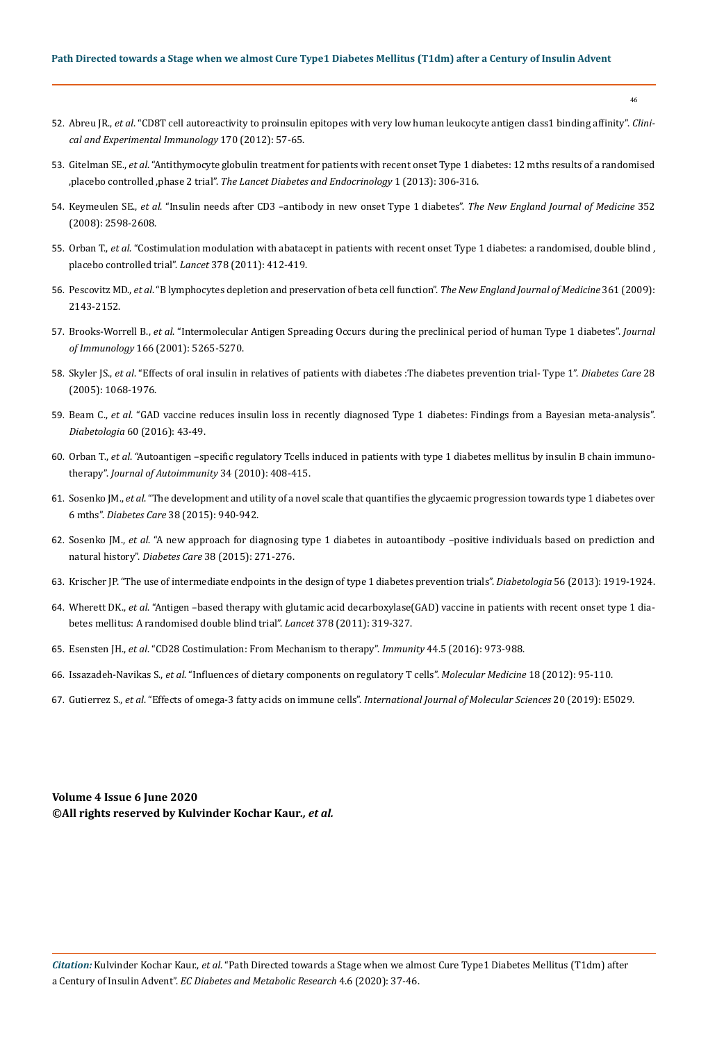52. Abreu JR., *et al*. "CD8T cell autoreactivity to proinsulin epitopes with very low human leukocyte antigen class1 binding affinity". *Clinical and Experimental Immunology* 170 (2012): 57-65.

53. Gitelman SE., *et al*. "Antithymocyte globulin treatment for patients with recent onset Type 1 diabetes: 12 mths results of a randomised ,placebo controlled ,phase 2 trial". *The Lancet Diabetes and Endocrinology* 1 (2013): 306-316.

54. Keymeulen SE., *et al*. "Insulin needs after CD3 –antibody in new onset Type 1 diabetes". *The New England Journal of Medicine* 352 (2008): 2598-2608.

55. Orban T., *et al*. "Costimulation modulation with abatacept in patients with recent onset Type 1 diabetes: a randomised, double blind , placebo controlled trial". *Lancet* 378 (2011): 412-419.

56. Pescovitz MD., *et al*. "B lymphocytes depletion and preservation of beta cell function". *The New England Journal of Medicine* 361 (2009): 2143-2152.

57. Brooks-Worrell B., *et al*. "Intermolecular Antigen Spreading Occurs during the preclinical period of human Type 1 diabetes". *Journal of Immunology* 166 (2001): 5265-5270.

58. Skyler JS., *et al*. "Effects of oral insulin in relatives of patients with diabetes :The diabetes prevention trial- Type 1". *Diabetes Care* 28 (2005): 1068-1976.

59. Beam C., *et al*. "GAD vaccine reduces insulin loss in recently diagnosed Type 1 diabetes: Findings from a Bayesian meta-analysis". *Diabetologia* 60 (2016): 43-49.

60. Orban T., *et al*. "Autoantigen –specific regulatory Tcells induced in patients with type 1 diabetes mellitus by insulin B chain immunotherapy". *Journal of Autoimmunity* 34 (2010): 408-415.

61. Sosenko JM., *et al*. "The development and utility of a novel scale that quantifies the glycaemic progression towards type 1 diabetes over 6 mths". *Diabetes Care* 38 (2015): 940-942.

62. Sosenko JM., *et al*. "A new approach for diagnosing type 1 diabetes in autoantibody –positive individuals based on prediction and natural history". *Diabetes Care* 38 (2015): 271-276.

63. Krischer JP. "The use of intermediate endpoints in the design of type 1 diabetes prevention trials". *Diabetologia* 56 (2013): 1919-1924.

64. Wherett DK., *et al*. "Antigen –based therapy with glutamic acid decarboxylase(GAD) vaccine in patients with recent onset type 1 diabetes mellitus: A randomised double blind trial". *Lancet* 378 (2011): 319-327.

65. Esensten JH., *et al*. "CD28 Costimulation: From Mechanism to therapy". *Immunity* 44.5 (2016): 973-988.

66. Issazadeh-Navikas S., *et al*. "Influences of dietary components on regulatory T cells". *Molecular Medicine* 18 (2012): 95-110.

67. Gutierrez S., *et al*. "Effects of omega-3 fatty acids on immune cells". *International Journal of Molecular Sciences* 20 (2019): E5029.

**Volume 4 Issue 6 June 2020**
**©All rights reserved by Kulvinder Kochar Kaur*., et al.***